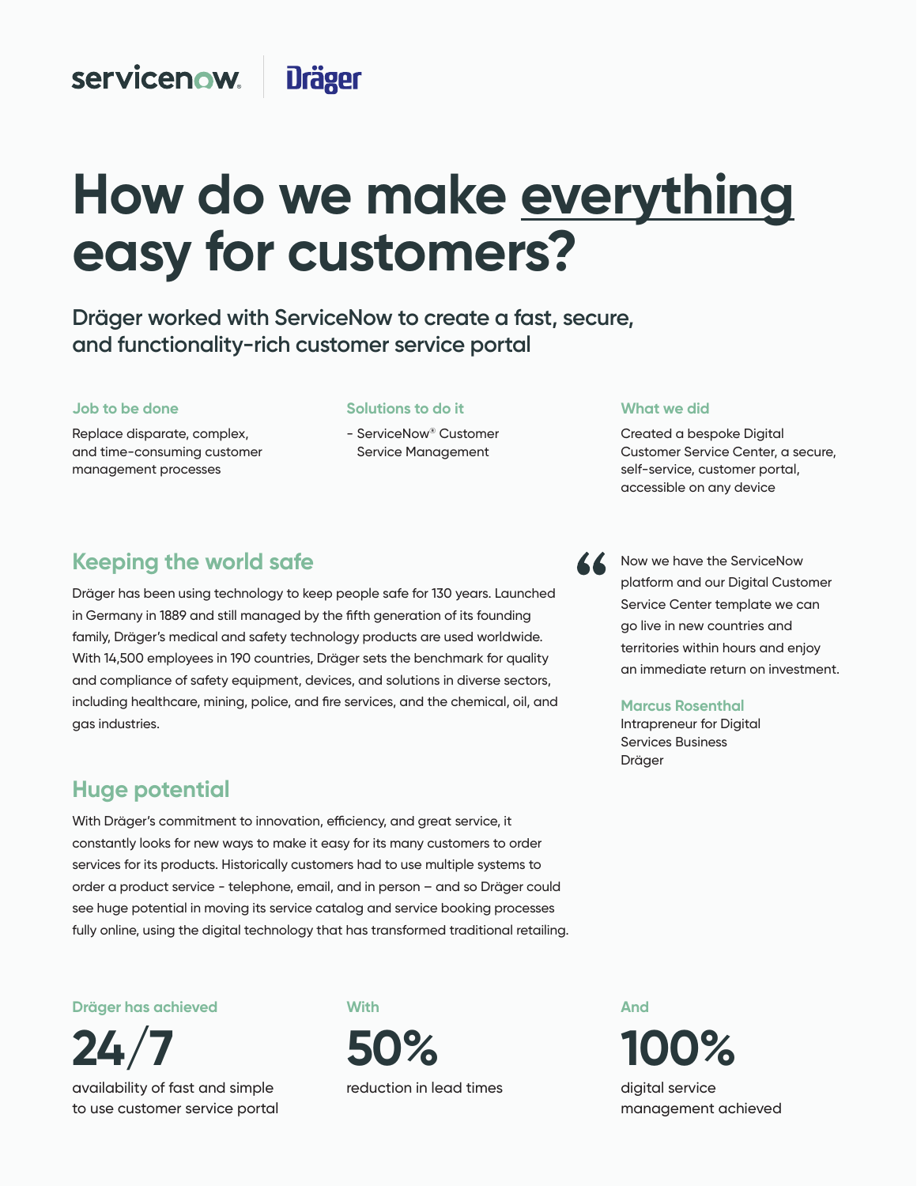servicenow | Dräger

# How do we make everything easy for customers?

## Dräger worked with ServiceNow to create a fast, secure, and functionality-rich customer service portal

**Job to be done**

Replace disparate, complex, and time-consuming customer management processes

**Solutions to do it**

- ServiceNow® Customer Service Management

**What we did**

Created a bespoke Digital Customer Service Center, a secure, self-service, customer portal, accessible on any device

### Keeping the world safe

Dräger has been using technology to keep people safe for 130 years. Launched in Germany in 1889 and still managed by the fifth generation of its founding family, Dräger's medical and safety technology products are used worldwide. With 14,500 employees in 190 countries, Dräger sets the benchmark for quality and compliance of safety equipment, devices, and solutions in diverse sectors, including healthcare, mining, police, and fire services, and the chemical, oil, and gas industries.

### Huge potential

With Dräger's commitment to innovation, efficiency, and great service, it constantly looks for new ways to make it easy for its many customers to order services for its products. Historically customers had to use multiple systems to order a product service - telephone, email, and in person – and so Dräger could see huge potential in moving its service catalog and service booking processes fully online, using the digital technology that has transformed traditional retailing.

> "Now we have the ServiceNow platform and our Digital Customer Service Center template we can go live in new countries and territories within hours and enjoy an immediate return on investment.
>
> **Marcus Rosenthal**
> Intrapreneur for Digital Services Business
> Dräger

**Dräger has achieved**

**24/7**

availability of fast and simple to use customer service portal

**With**

**50%**

reduction in lead times

**And**

**100%**

digital service management achieved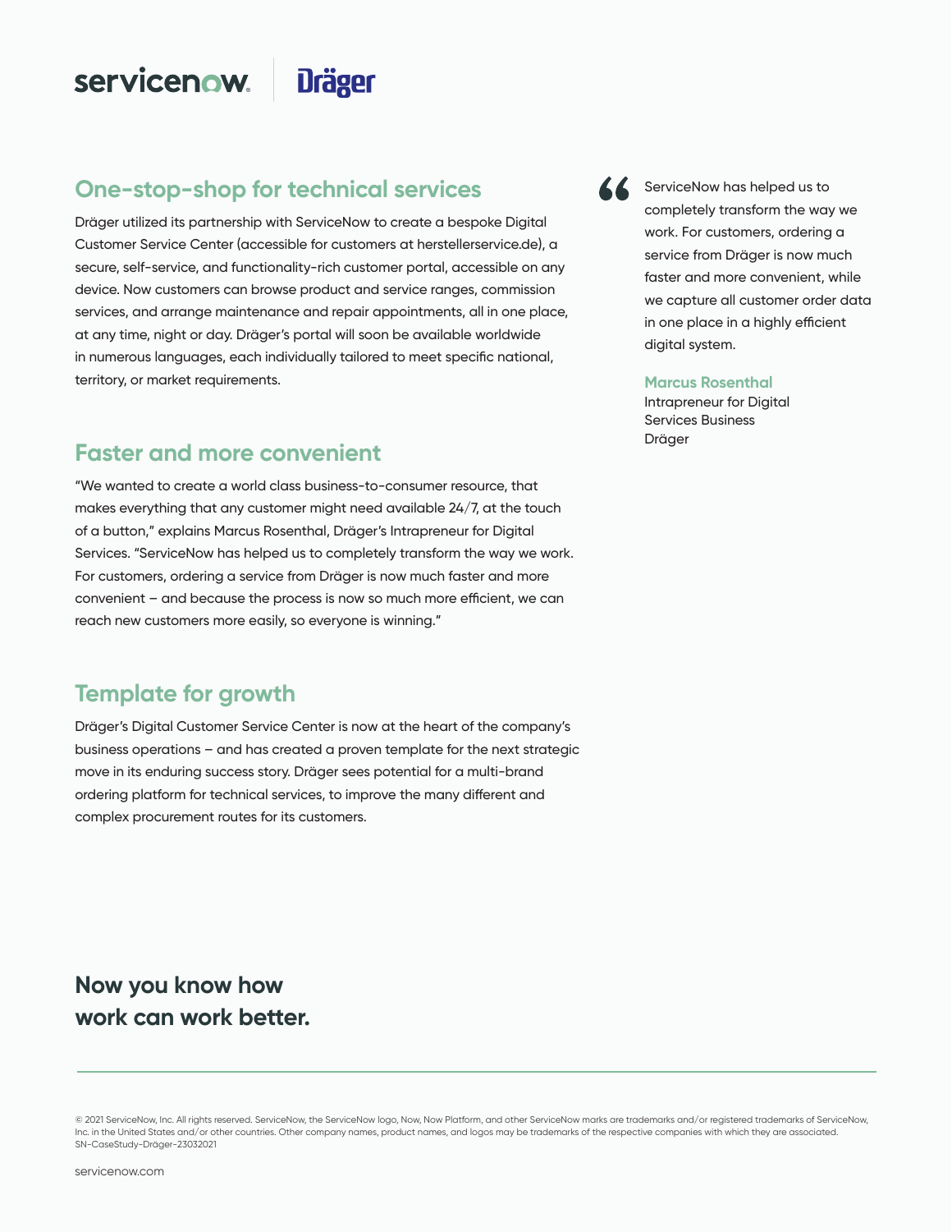## One-stop-shop for technical services

Dräger utilized its partnership with ServiceNow to create a bespoke Digital Customer Service Center (accessible for customers at herstellerservice.de), a secure, self-service, and functionality-rich customer portal, accessible on any device. Now customers can browse product and service ranges, commission services, and arrange maintenance and repair appointments, all in one place, at any time, night or day. Dräger's portal will soon be available worldwide in numerous languages, each individually tailored to meet specific national, territory, or market requirements.

> "ServiceNow has helped us to completely transform the way we work. For customers, ordering a service from Dräger is now much faster and more convenient, while we capture all customer order data in one place in a highly efficient digital system.
>
> **Marcus Rosenthal**
> Intrapreneur for Digital Services Business
> Dräger

## Faster and more convenient

"We wanted to create a world class business-to-consumer resource, that makes everything that any customer might need available 24/7, at the touch of a button," explains Marcus Rosenthal, Dräger's Intrapreneur for Digital Services. "ServiceNow has helped us to completely transform the way we work. For customers, ordering a service from Dräger is now much faster and more convenient – and because the process is now so much more efficient, we can reach new customers more easily, so everyone is winning."

## Template for growth

Dräger's Digital Customer Service Center is now at the heart of the company's business operations – and has created a proven template for the next strategic move in its enduring success story. Dräger sees potential for a multi-brand ordering platform for technical services, to improve the many different and complex procurement routes for its customers.

**Now you know how work can work better.**

© 2021 ServiceNow, Inc. All rights reserved. ServiceNow, the ServiceNow logo, Now, Now Platform, and other ServiceNow marks are trademarks and/or registered trademarks of ServiceNow, Inc. in the United States and/or other countries. Other company names, product names, and logos may be trademarks of the respective companies with which they are associated.
SN-CaseStudy-Dräger-23032021

servicenow.com